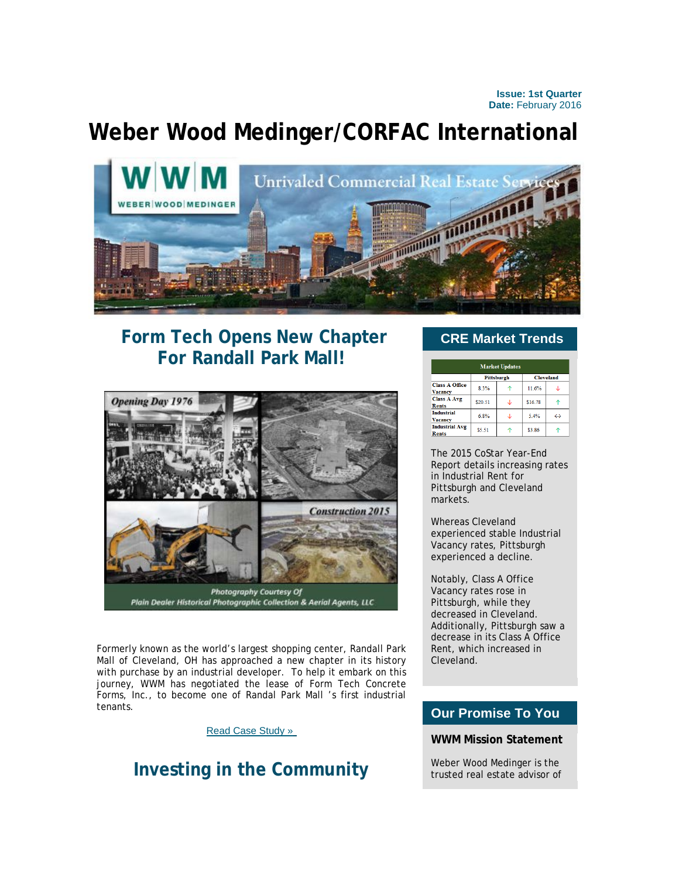**Issue: 1st Quarter**
**Date:** February 2016

# Weber Wood Medinger/CORFAC International

## Form Tech Opens New Chapter For Randall Park Mall!

Photography Courtesy Of
Plain Dealer Historical Photographic Collection & Aerial Agents, LLC

Formerly known as the world's largest shopping center, Randall Park Mall of Cleveland, OH has approached a new chapter in its history with purchase by an industrial developer. To help it embark on this journey, WWM has negotiated the lease of Form Tech Concrete Forms, Inc., to become one of Randal Park Mall 's first industrial tenants.

Read Case Study »

## Investing in the Community

## CRE Market Trends

| Market Updates | | | | |
|---|---|---|---|---|
| | Pittsburgh | | Cleveland | |
| Class A Office Vacancy | 8.3% | ↑ | 11.6% | ↓ |
| Class A Avg Rents | $20.51 | ↓ | $16.78 | ↑ |
| Industrial Vacancy | 6.8% | ↓ | 5.4% | ↔ |
| Industrial Avg Rents | $5.51 | ↑ | $3.86 | ↑ |

The 2015 CoStar Year-End Report details increasing rates in Industrial Rent for Pittsburgh and Cleveland markets.

Whereas Cleveland experienced stable Industrial Vacancy rates, Pittsburgh experienced a decline.

Notably, Class A Office Vacancy rates rose in Pittsburgh, while they decreased in Cleveland. Additionally, Pittsburgh saw a decrease in its Class A Office Rent, which increased in Cleveland.

## Our Promise To You

**WWM Mission Statement**

Weber Wood Medinger is the trusted real estate advisor of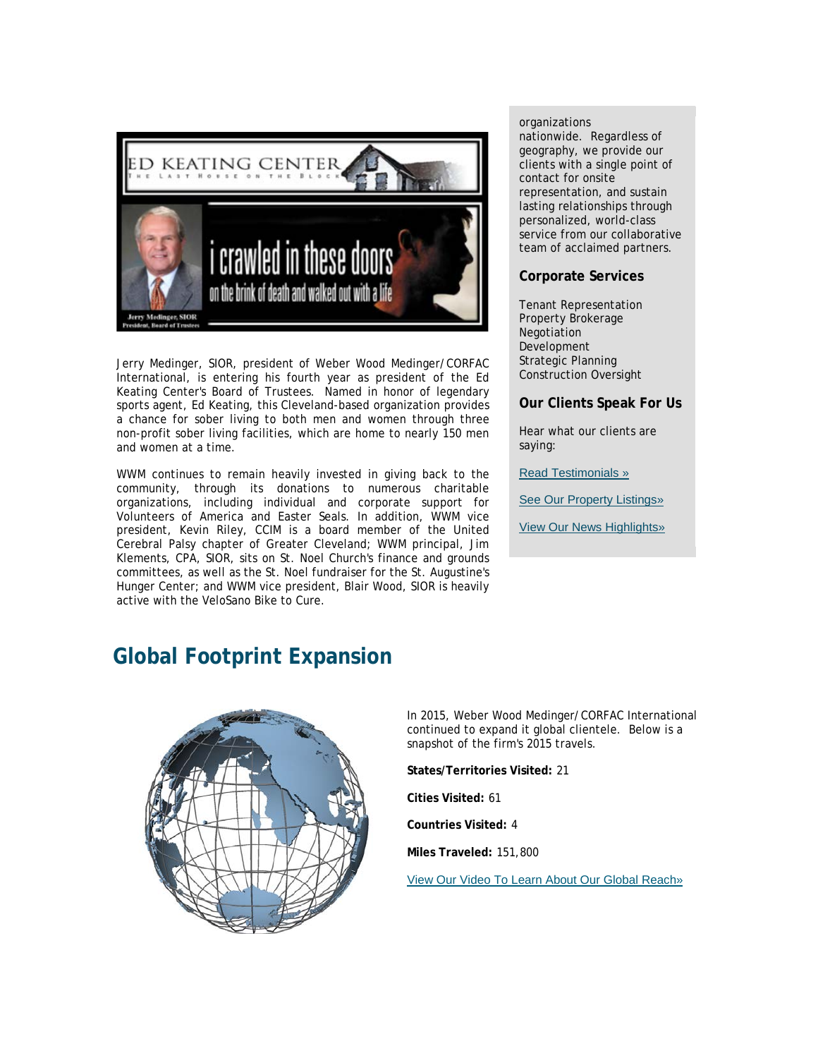Jerry Medinger, SIOR, president of Weber Wood Medinger/CORFAC International, is entering his fourth year as president of the Ed Keating Center's Board of Trustees. Named in honor of legendary sports agent, Ed Keating, this Cleveland-based organization provides a chance for sober living to both men and women through three non-profit sober living facilities, which are home to nearly 150 men and women at a time.

WWM continues to remain heavily invested in giving back to the community, through its donations to numerous charitable organizations, including individual and corporate support for Volunteers of America and Easter Seals. In addition, WWM vice president, Kevin Riley, CCIM is a board member of the United Cerebral Palsy chapter of Greater Cleveland; WWM principal, Jim Klements, CPA, SIOR, sits on St. Noel Church's finance and grounds committees, as well as the St. Noel fundraiser for the St. Augustine's Hunger Center; and WWM vice president, Blair Wood, SIOR is heavily active with the VeloSano Bike to Cure.

organizations nationwide. Regardless of geography, we provide our clients with a single point of contact for onsite representation, and sustain lasting relationships through personalized, world-class service from our collaborative team of acclaimed partners.

### Corporate Services

Tenant Representation
Property Brokerage
Negotiation
Development
Strategic Planning
Construction Oversight

### Our Clients Speak For Us

Hear what our clients are saying:

Read Testimonials »

See Our Property Listings»

View Our News Highlights»

## Global Footprint Expansion

In 2015, Weber Wood Medinger/CORFAC International continued to expand it global clientele. Below is a snapshot of the firm's 2015 travels.

**States/Territories Visited:** 21

**Cities Visited:** 61

**Countries Visited:** 4

**Miles Traveled:** 151,800

View Our Video To Learn About Our Global Reach»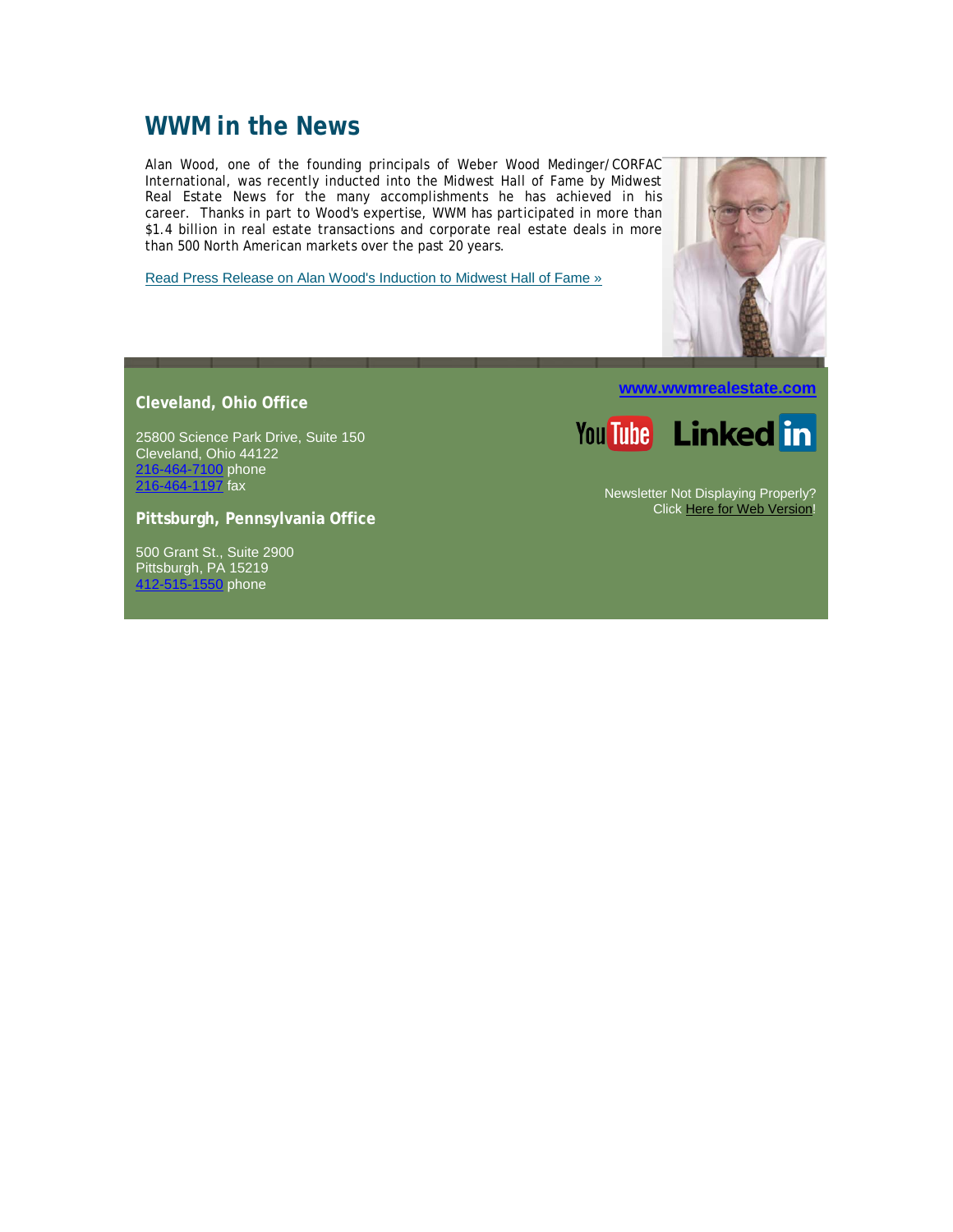## WWM in the News

Alan Wood, one of the founding principals of Weber Wood Medinger/CORFAC International, was recently inducted into the Midwest Hall of Fame by Midwest Real Estate News for the many accomplishments he has achieved in his career. Thanks in part to Wood's expertise, WWM has participated in more than $1.4 billion in real estate transactions and corporate real estate deals in more than 500 North American markets over the past 20 years.

Read Press Release on Alan Wood's Induction to Midwest Hall of Fame »

### Cleveland, Ohio Office

25800 Science Park Drive, Suite 150
Cleveland, Ohio 44122
216-464-7100 phone
216-464-1197 fax

### Pittsburgh, Pennsylvania Office

500 Grant St., Suite 2900
Pittsburgh, PA 15219
412-515-1550 phone

www.wwmrealestate.com

YouTube LinkedIn

Newsletter Not Displaying Properly?
Click Here for Web Version!